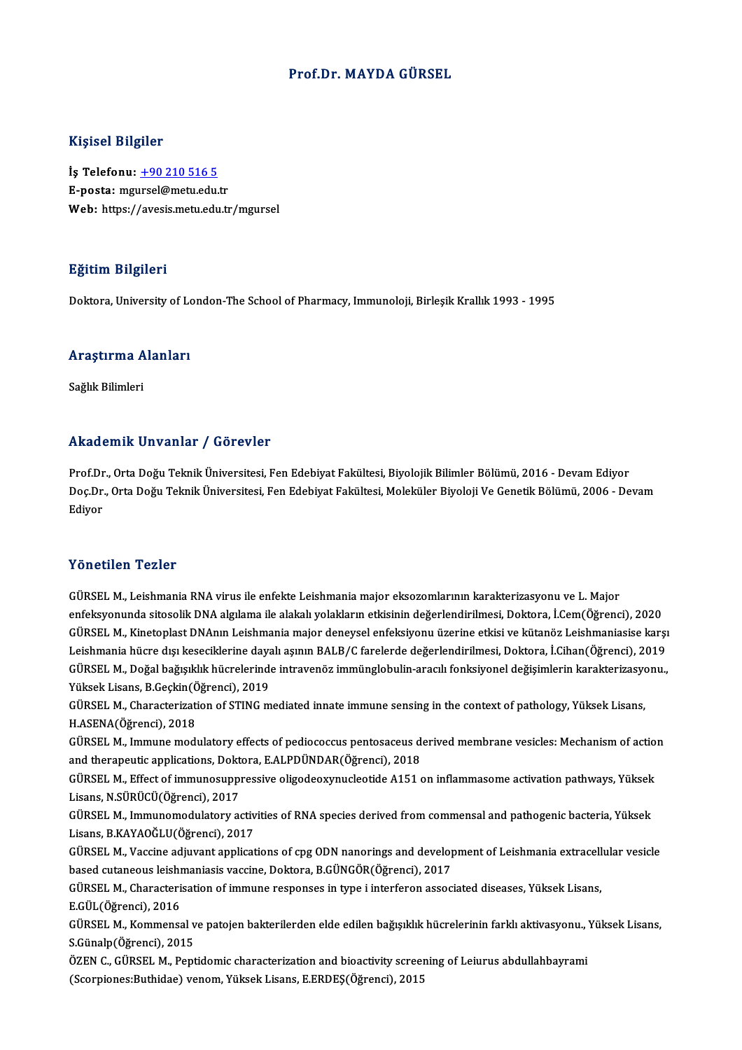# Prof.Dr. MAYDA GÜRSEL

## Kişisel Bilgiler

**İş Telefonu:** +90 210 516 5
**E-posta:** mgursel@metu.edu.tr
**Web:** https://avesis.metu.edu.tr/mgursel

## Eğitim Bilgileri

Doktora, University of London-The School of Pharmacy, Immunoloji, Birleşik Krallık 1993 - 1995

## Araştırma Alanları

Sağlık Bilimleri

## Akademik Unvanlar / Görevler

Prof.Dr., Orta Doğu Teknik Üniversitesi, Fen Edebiyat Fakültesi, Biyolojik Bilimler Bölümü, 2016 - Devam Ediyor
Doç.Dr., Orta Doğu Teknik Üniversitesi, Fen Edebiyat Fakültesi, Moleküler Biyoloji Ve Genetik Bölümü, 2006 - Devam Ediyor

## Yönetilen Tezler

GÜRSEL M., Leishmania RNA virus ile enfekte Leishmania major eksozomlarının karakterizasyonu ve L. Major enfeksyonunda sitosolik DNA algılama ile alakalı yolakların etkisinin değerlendirilmesi, Doktora, İ.Cem(Öğrenci), 2020

GÜRSEL M., Kinetoplast DNAnın Leishmania major deneysel enfeksiyonu üzerine etkisi ve kütanöz Leishmaniasise karşı Leishmania hücre dışı keseciklerine dayalı aşının BALB/C farelerde değerlendirilmesi, Doktora, İ.Cihan(Öğrenci), 2019

GÜRSEL M., Doğal bağışıklık hücrelerinde intravenöz immünglobulin-aracılı fonksiyonel değişimlerin karakterizasyonu., Yüksek Lisans, B.Geçkin(Öğrenci), 2019

GÜRSEL M., Characterization of STING mediated innate immune sensing in the context of pathology, Yüksek Lisans, H.ASENA(Öğrenci), 2018

GÜRSEL M., Immune modulatory effects of pediococcus pentosaceus derived membrane vesicles: Mechanism of action and therapeutic applications, Doktora, E.ALPDÜNDAR(Öğrenci), 2018

GÜRSEL M., Effect of immunosuppressive oligodeoxynucleotide A151 on inflammasome activation pathways, Yüksek Lisans, N.SÜRÜCÜ(Öğrenci), 2017

GÜRSEL M., Immunomodulatory activities of RNA species derived from commensal and pathogenic bacteria, Yüksek Lisans, B.KAYAOĞLU(Öğrenci), 2017

GÜRSEL M., Vaccine adjuvant applications of cpg ODN nanorings and development of Leishmania extracellular vesicle based cutaneous leishmaniasis vaccine, Doktora, B.GÜNGÖR(Öğrenci), 2017

GÜRSEL M., Characterisation of immune responses in type i interferon associated diseases, Yüksek Lisans, E.GÜL(Öğrenci), 2016

GÜRSEL M., Kommensal ve patojen bakterilerden elde edilen bağışıklık hücrelerinin farklı aktivasyonu., Yüksek Lisans, S.Günalp(Öğrenci), 2015

ÖZEN C., GÜRSEL M., Peptidomic characterization and bioactivity screening of Leiurus abdullahbayrami (Scorpiones:Buthidae) venom, Yüksek Lisans, E.ERDEŞ(Öğrenci), 2015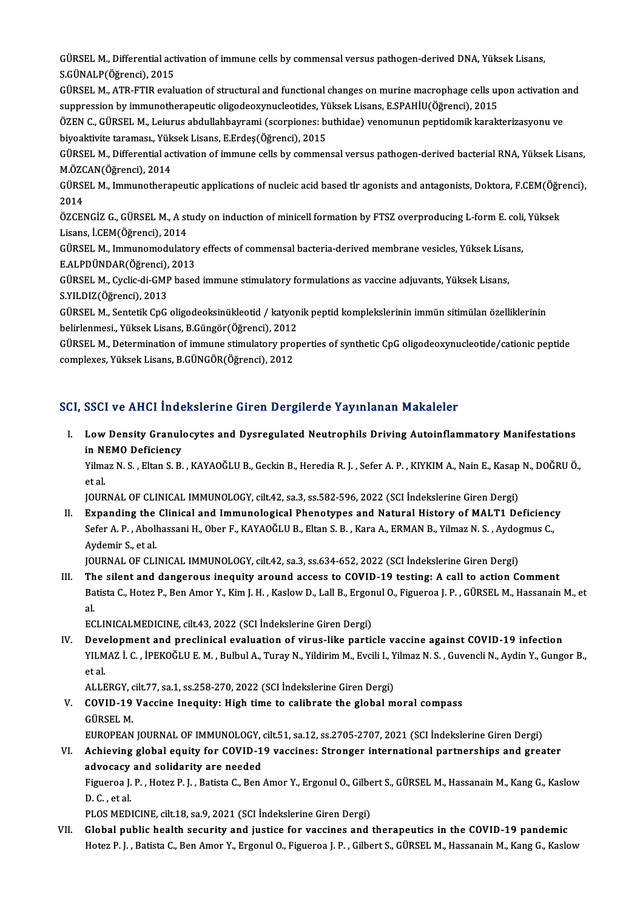GÜRSEL M., Differential activation of immune cells by commensal versus pathogen-derived DNA, Yüksek Lisans, S.GÜNALP(Öğrenci), 2015

GÜRSEL M., ATR-FTIR evaluation of structural and functional changes on murine macrophage cells upon activation and suppression by immunotherapeutic oligodeoxynucleotides, Yüksek Lisans, E.SPAHİU(Öğrenci), 2015

ÖZEN C., GÜRSEL M., Leiurus abdullahbayrami (scorpiones: buthidae) venomunun peptidomik karakterizasyonu ve biyoaktivite taraması., Yüksek Lisans, E.Erdeş(Öğrenci), 2015

GÜRSEL M., Differential activation of immune cells by commensal versus pathogen-derived bacterial RNA, Yüksek Lisans, M.ÖZCAN(Öğrenci), 2014

GÜRSEL M., Immunotherapeutic applications of nucleic acid based tlr agonists and antagonists, Doktora, F.CEM(Öğrenci), 2014

ÖZCENGİZ G., GÜRSEL M., A study on induction of minicell formation by FTSZ overproducing L-form E. coli, Yüksek Lisans, İ.CEM(Öğrenci), 2014

GÜRSEL M., Immunomodulatory effects of commensal bacteria-derived membrane vesicles, Yüksek Lisans, E.ALPDÜNDAR(Öğrenci), 2013

GÜRSEL M., Cyclic-di-GMP based immune stimulatory formulations as vaccine adjuvants, Yüksek Lisans, S.YILDIZ(Öğrenci), 2013

GÜRSEL M., Sentetik CpG oligodeoksinükleotid / katyonik peptid komplekslerinin immün sitimülan özelliklerinin belirlenmesi., Yüksek Lisans, B.Güngör(Öğrenci), 2012

GÜRSEL M., Determination of immune stimulatory properties of synthetic CpG oligodeoxynucleotide/cationic peptide complexes, Yüksek Lisans, B.GÜNGÖR(Öğrenci), 2012

## SCI, SSCI ve AHCI İndekslerine Giren Dergilerde Yayınlanan Makaleler

I. **Low Density Granulocytes and Dysregulated Neutrophils Driving Autoinflammatory Manifestations in NEMO Deficiency**
Yilmaz N. S. , Eltan S. B. , KAYAOĞLU B., Geckin B., Heredia R. J. , Sefer A. P. , KIYKIM A., Nain E., Kasap N., DOĞRU Ö., et al.
JOURNAL OF CLINICAL IMMUNOLOGY, cilt.42, sa.3, ss.582-596, 2022 (SCI İndekslerine Giren Dergi)

II. **Expanding the Clinical and Immunological Phenotypes and Natural History of MALT1 Deficiency**
Sefer A. P. , Abolhassani H., Ober F., KAYAOĞLU B., Eltan S. B. , Kara A., ERMAN B., Yilmaz N. S. , Aydogmus C., Aydemir S., et al.
JOURNAL OF CLINICAL IMMUNOLOGY, cilt.42, sa.3, ss.634-652, 2022 (SCI İndekslerine Giren Dergi)

III. **The silent and dangerous inequity around access to COVID-19 testing: A call to action Comment**
Batista C., Hotez P., Ben Amor Y., Kim J. H. , Kaslow D., Lall B., Ergonul O., Figueroa J. P. , GÜRSEL M., Hassanain M., et al.
ECLINICALMEDICINE, cilt.43, 2022 (SCI İndekslerine Giren Dergi)

IV. **Development and preclinical evaluation of virus-like particle vaccine against COVID-19 infection**
YILMAZ İ. C. , İPEKOĞLU E. M. , Bulbul A., Turay N., Yildirim M., Evcili I., Yilmaz N. S. , Guvencli N., Aydin Y., Gungor B., et al.
ALLERGY, cilt.77, sa.1, ss.258-270, 2022 (SCI İndekslerine Giren Dergi)

V. **COVID-19 Vaccine Inequity: High time to calibrate the global moral compass**
GÜRSEL M.
EUROPEAN JOURNAL OF IMMUNOLOGY, cilt.51, sa.12, ss.2705-2707, 2021 (SCI İndekslerine Giren Dergi)

VI. **Achieving global equity for COVID-19 vaccines: Stronger international partnerships and greater advocacy and solidarity are needed**
Figueroa J. P. , Hotez P. J. , Batista C., Ben Amor Y., Ergonul O., Gilbert S., GÜRSEL M., Hassanain M., Kang G., Kaslow D. C. , et al.
PLOS MEDICINE, cilt.18, sa.9, 2021 (SCI İndekslerine Giren Dergi)

VII. **Global public health security and justice for vaccines and therapeutics in the COVID-19 pandemic**
Hotez P. J. , Batista C., Ben Amor Y., Ergonul O., Figueroa J. P. , Gilbert S., GÜRSEL M., Hassanain M., Kang G., Kaslow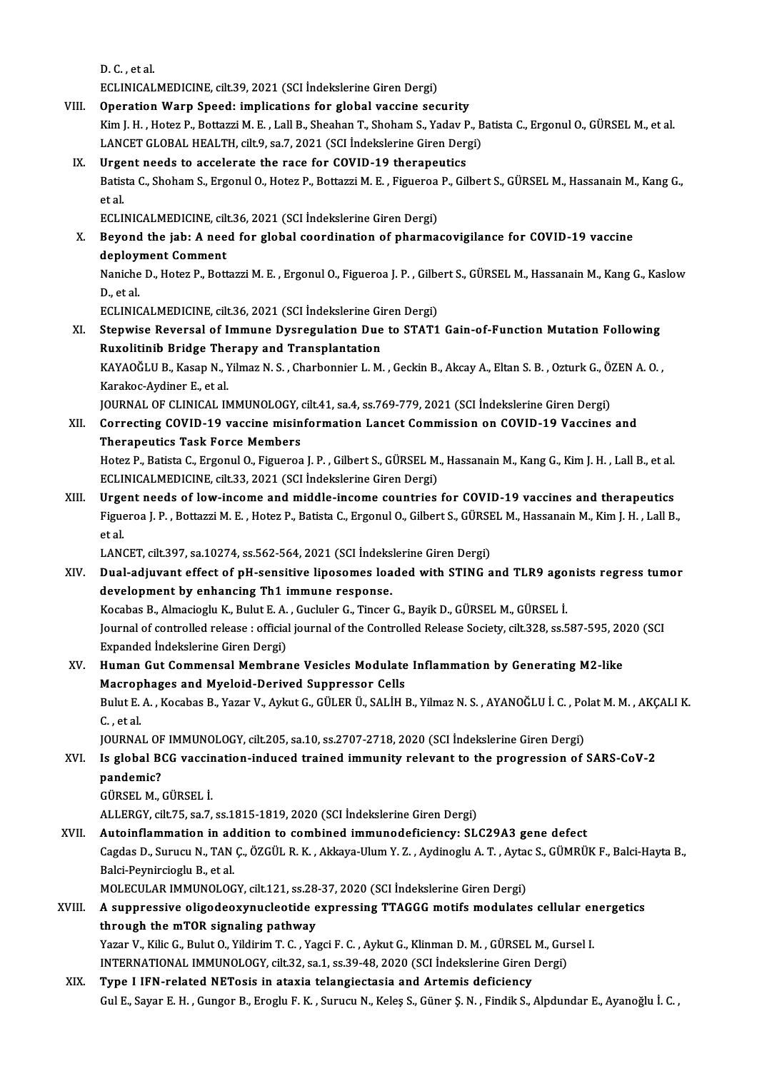D. C. , et al.
ECLINICALMEDICINE, cilt.39, 2021 (SCI İndekslerine Giren Dergi)

VIII. **Operation Warp Speed: implications for global vaccine security**
Kim J. H. , Hotez P., Bottazzi M. E. , Lall B., Sheahan T., Shoham S., Yadav P., Batista C., Ergonul O., GÜRSEL M., et al.
LANCET GLOBAL HEALTH, cilt.9, sa.7, 2021 (SCI İndekslerine Giren Dergi)

IX. **Urgent needs to accelerate the race for COVID-19 therapeutics**
Batista C., Shoham S., Ergonul O., Hotez P., Bottazzi M. E. , Figueroa P., Gilbert S., GÜRSEL M., Hassanain M., Kang G., et al.
ECLINICALMEDICINE, cilt.36, 2021 (SCI İndekslerine Giren Dergi)

X. **Beyond the jab: A need for global coordination of pharmacovigilance for COVID-19 vaccine deployment Comment**
Naniche D., Hotez P., Bottazzi M. E. , Ergonul O., Figueroa J. P. , Gilbert S., GÜRSEL M., Hassanain M., Kang G., Kaslow D., et al.
ECLINICALMEDICINE, cilt.36, 2021 (SCI İndekslerine Giren Dergi)

XI. **Stepwise Reversal of Immune Dysregulation Due to STAT1 Gain-of-Function Mutation Following Ruxolitinib Bridge Therapy and Transplantation**
KAYAOĞLU B., Kasap N., Yilmaz N. S. , Charbonnier L. M. , Geckin B., Akcay A., Eltan S. B. , Ozturk G., ÖZEN A. O. , Karakoc-Aydiner E., et al.
JOURNAL OF CLINICAL IMMUNOLOGY, cilt.41, sa.4, ss.769-779, 2021 (SCI İndekslerine Giren Dergi)

XII. **Correcting COVID-19 vaccine misinformation Lancet Commission on COVID-19 Vaccines and Therapeutics Task Force Members**
Hotez P., Batista C., Ergonul O., Figueroa J. P. , Gilbert S., GÜRSEL M., Hassanain M., Kang G., Kim J. H. , Lall B., et al.
ECLINICALMEDICINE, cilt.33, 2021 (SCI İndekslerine Giren Dergi)

XIII. **Urgent needs of low-income and middle-income countries for COVID-19 vaccines and therapeutics**
Figueroa J. P. , Bottazzi M. E. , Hotez P., Batista C., Ergonul O., Gilbert S., GÜRSEL M., Hassanain M., Kim J. H. , Lall B., et al.
LANCET, cilt.397, sa.10274, ss.562-564, 2021 (SCI İndekslerine Giren Dergi)

XIV. **Dual-adjuvant effect of pH-sensitive liposomes loaded with STING and TLR9 agonists regress tumor development by enhancing Th1 immune response.**
Kocabas B., Almacioglu K., Bulut E. A. , Gucluler G., Tincer G., Bayik D., GÜRSEL M., GÜRSEL İ.
Journal of controlled release : official journal of the Controlled Release Society, cilt.328, ss.587-595, 2020 (SCI Expanded İndekslerine Giren Dergi)

XV. **Human Gut Commensal Membrane Vesicles Modulate Inflammation by Generating M2-like Macrophages and Myeloid-Derived Suppressor Cells**
Bulut E. A. , Kocabas B., Yazar V., Aykut G., GÜLER Ü., SALİH B., Yilmaz N. S. , AYANOĞLU İ. C. , Polat M. M. , AKÇALI K. C. , et al.
JOURNAL OF IMMUNOLOGY, cilt.205, sa.10, ss.2707-2718, 2020 (SCI İndekslerine Giren Dergi)

XVI. **Is global BCG vaccination-induced trained immunity relevant to the progression of SARS-CoV-2 pandemic?**
GÜRSEL M., GÜRSEL İ.
ALLERGY, cilt.75, sa.7, ss.1815-1819, 2020 (SCI İndekslerine Giren Dergi)

XVII. **Autoinflammation in addition to combined immunodeficiency: SLC29A3 gene defect**
Cagdas D., Surucu N., TAN Ç., ÖZGÜL R. K. , Akkaya-Ulum Y. Z. , Aydinoglu A. T. , Aytac S., GÜMRÜK F., Balci-Hayta B., Balci-Peynircioglu B., et al.
MOLECULAR IMMUNOLOGY, cilt.121, ss.28-37, 2020 (SCI İndekslerine Giren Dergi)

XVIII. **A suppressive oligodeoxynucleotide expressing TTAGGG motifs modulates cellular energetics through the mTOR signaling pathway**
Yazar V., Kilic G., Bulut O., Yildirim T. C. , Yagci F. C. , Aykut G., Klinman D. M. , GÜRSEL M., Gursel I.
INTERNATIONAL IMMUNOLOGY, cilt.32, sa.1, ss.39-48, 2020 (SCI İndekslerine Giren Dergi)

XIX. **Type I IFN-related NETosis in ataxia telangiectasia and Artemis deficiency**
Gul E., Sayar E. H. , Gungor B., Eroglu F. K. , Surucu N., Keleş S., Güner Ş. N. , Findik S., Alpdundar E., Ayanoğlu İ. C. ,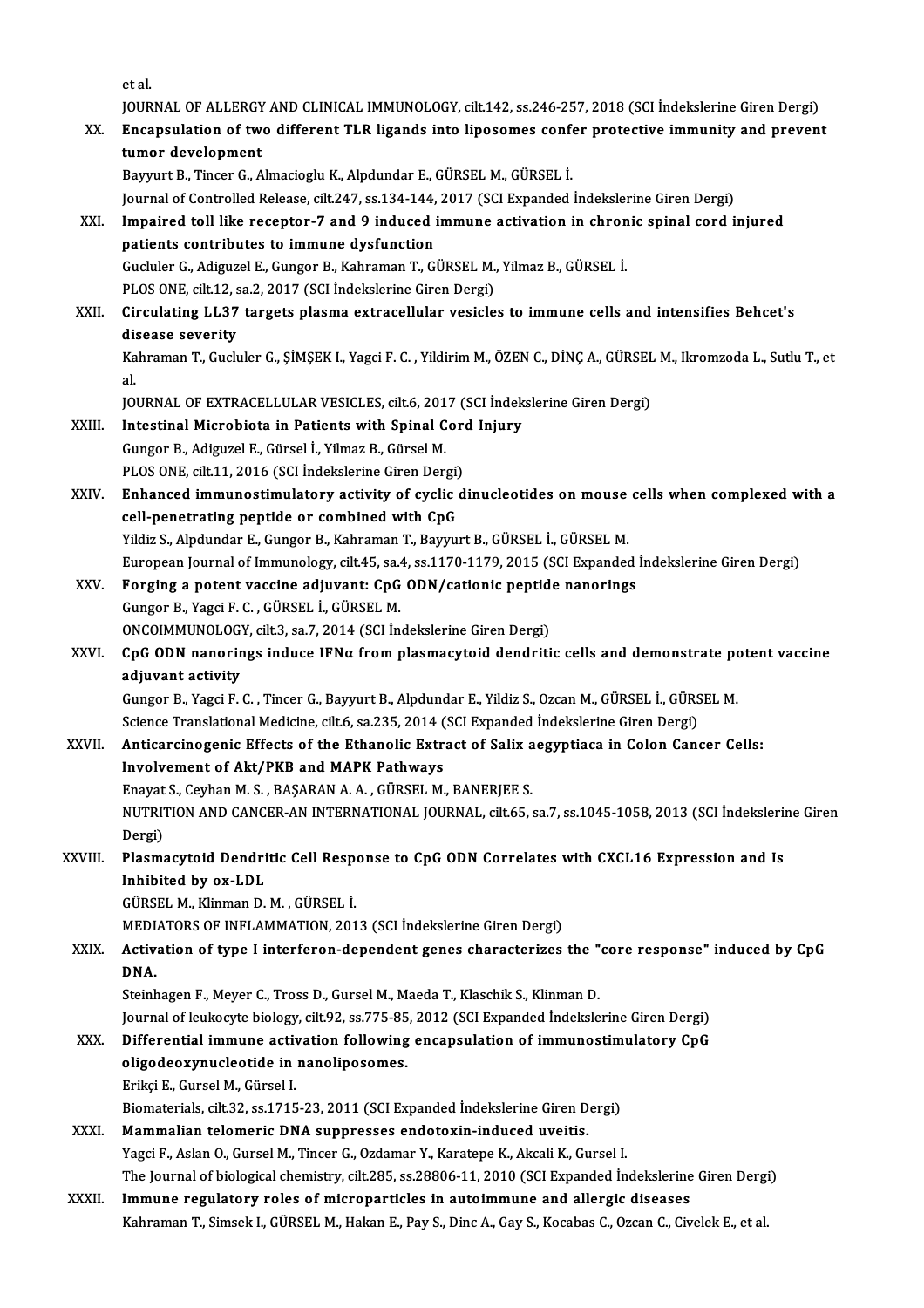et al.

JOURNAL OF ALLERGY AND CLINICAL IMMUNOLOGY, cilt.142, ss.246-257, 2018 (SCI İndekslerine Giren Dergi)

XX. **Encapsulation of two different TLR ligands into liposomes confer protective immunity and prevent tumor development**

Bayyurt B., Tincer G., Almacioglu K., Alpdundar E., GÜRSEL M., GÜRSEL İ.

Journal of Controlled Release, cilt.247, ss.134-144, 2017 (SCI Expanded İndekslerine Giren Dergi)

XXI. **Impaired toll like receptor-7 and 9 induced immune activation in chronic spinal cord injured patients contributes to immune dysfunction**

Gucluler G., Adiguzel E., Gungor B., Kahraman T., GÜRSEL M., Yilmaz B., GÜRSEL İ.

PLOS ONE, cilt.12, sa.2, 2017 (SCI İndekslerine Giren Dergi)

XXII. **Circulating LL37 targets plasma extracellular vesicles to immune cells and intensifies Behcet's disease severity**

Kahraman T., Gucluler G., ŞİMŞEK I., Yagci F. C. , Yildirim M., ÖZEN C., DİNÇ A., GÜRSEL M., Ikromzoda L., Sutlu T., et al.

JOURNAL OF EXTRACELLULAR VESICLES, cilt.6, 2017 (SCI İndekslerine Giren Dergi)

XXIII. **Intestinal Microbiota in Patients with Spinal Cord Injury**

Gungor B., Adiguzel E., Gürsel İ., Yilmaz B., Gürsel M.

PLOS ONE, cilt.11, 2016 (SCI İndekslerine Giren Dergi)

XXIV. **Enhanced immunostimulatory activity of cyclic dinucleotides on mouse cells when complexed with a cell-penetrating peptide or combined with CpG**

Yildiz S., Alpdundar E., Gungor B., Kahraman T., Bayyurt B., GÜRSEL İ., GÜRSEL M.

European Journal of Immunology, cilt.45, sa.4, ss.1170-1179, 2015 (SCI Expanded İndekslerine Giren Dergi)

XXV. **Forging a potent vaccine adjuvant: CpG ODN/cationic peptide nanorings**

Gungor B., Yagci F. C. , GÜRSEL İ., GÜRSEL M.

ONCOIMMUNOLOGY, cilt.3, sa.7, 2014 (SCI İndekslerine Giren Dergi)

XXVI. **CpG ODN nanorings induce IFNα from plasmacytoid dendritic cells and demonstrate potent vaccine adjuvant activity**

Gungor B., Yagci F. C. , Tincer G., Bayyurt B., Alpdundar E., Yildiz S., Ozcan M., GÜRSEL İ., GÜRSEL M.

Science Translational Medicine, cilt.6, sa.235, 2014 (SCI Expanded İndekslerine Giren Dergi)

XXVII. **Anticarcinogenic Effects of the Ethanolic Extract of Salix aegyptiaca in Colon Cancer Cells: Involvement of Akt/PKB and MAPK Pathways**

Enayat S., Ceyhan M. S. , BAŞARAN A. A. , GÜRSEL M., BANERJEE S.

NUTRITION AND CANCER-AN INTERNATIONAL JOURNAL, cilt.65, sa.7, ss.1045-1058, 2013 (SCI İndekslerine Giren Dergi)

XXVIII. **Plasmacytoid Dendritic Cell Response to CpG ODN Correlates with CXCL16 Expression and Is Inhibited by ox-LDL**

GÜRSEL M., Klinman D. M. , GÜRSEL İ.

MEDIATORS OF INFLAMMATION, 2013 (SCI İndekslerine Giren Dergi)

XXIX. **Activation of type I interferon-dependent genes characterizes the "core response" induced by CpG DNA.**

Steinhagen F., Meyer C., Tross D., Gursel M., Maeda T., Klaschik S., Klinman D.

Journal of leukocyte biology, cilt.92, ss.775-85, 2012 (SCI Expanded İndekslerine Giren Dergi)

XXX. **Differential immune activation following encapsulation of immunostimulatory CpG oligodeoxynucleotide in nanoliposomes.**

Erikçi E., Gursel M., Gürsel I.

Biomaterials, cilt.32, ss.1715-23, 2011 (SCI Expanded İndekslerine Giren Dergi)

XXXI. **Mammalian telomeric DNA suppresses endotoxin-induced uveitis.**

Yagci F., Aslan O., Gursel M., Tincer G., Ozdamar Y., Karatepe K., Akcali K., Gursel I.

The Journal of biological chemistry, cilt.285, ss.28806-11, 2010 (SCI Expanded İndekslerine Giren Dergi)

XXXII. **Immune regulatory roles of microparticles in autoimmune and allergic diseases**

Kahraman T., Simsek I., GÜRSEL M., Hakan E., Pay S., Dinc A., Gay S., Kocabas C., Ozcan C., Civelek E., et al.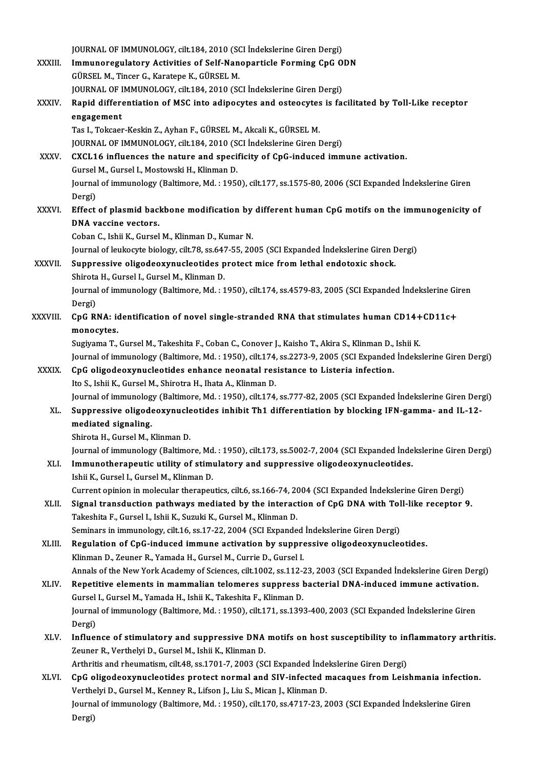JOURNAL OF IMMUNOLOGY, cilt.184, 2010 (SCI İndekslerine Giren Dergi)

XXXIII. **Immunoregulatory Activities of Self-Nanoparticle Forming CpG ODN**
GÜRSEL M., Tincer G., Karatepe K., GÜRSEL M.
JOURNAL OF IMMUNOLOGY, cilt.184, 2010 (SCI İndekslerine Giren Dergi)

XXXIV. **Rapid differentiation of MSC into adipocytes and osteocytes is facilitated by Toll-Like receptor engagement**
Tas I., Tokcaer-Keskin Z., Ayhan F., GÜRSEL M., Akcali K., GÜRSEL M.
JOURNAL OF IMMUNOLOGY, cilt.184, 2010 (SCI İndekslerine Giren Dergi)

XXXV. **CXCL16 influences the nature and specificity of CpG-induced immune activation.**
Gursel M., Gursel I., Mostowski H., Klinman D.
Journal of immunology (Baltimore, Md. : 1950), cilt.177, ss.1575-80, 2006 (SCI Expanded İndekslerine Giren Dergi)

XXXVI. **Effect of plasmid backbone modification by different human CpG motifs on the immunogenicity of DNA vaccine vectors.**
Coban C., Ishii K., Gursel M., Klinman D., Kumar N.
Journal of leukocyte biology, cilt.78, ss.647-55, 2005 (SCI Expanded İndekslerine Giren Dergi)

XXXVII. **Suppressive oligodeoxynucleotides protect mice from lethal endotoxic shock.**
Shirota H., Gursel I., Gursel M., Klinman D.
Journal of immunology (Baltimore, Md. : 1950), cilt.174, ss.4579-83, 2005 (SCI Expanded İndekslerine Giren Dergi)

XXXVIII. **CpG RNA: identification of novel single-stranded RNA that stimulates human CD14+CD11c+ monocytes.**
Sugiyama T., Gursel M., Takeshita F., Coban C., Conover J., Kaisho T., Akira S., Klinman D., Ishii K.
Journal of immunology (Baltimore, Md. : 1950), cilt.174, ss.2273-9, 2005 (SCI Expanded İndekslerine Giren Dergi)

XXXIX. **CpG oligodeoxynucleotides enhance neonatal resistance to Listeria infection.**
Ito S., Ishii K., Gursel M., Shirotra H., Ihata A., Klinman D.
Journal of immunology (Baltimore, Md. : 1950), cilt.174, ss.777-82, 2005 (SCI Expanded İndekslerine Giren Dergi)

XL. **Suppressive oligodeoxynucleotides inhibit Th1 differentiation by blocking IFN-gamma- and IL-12-mediated signaling.**
Shirota H., Gursel M., Klinman D.
Journal of immunology (Baltimore, Md. : 1950), cilt.173, ss.5002-7, 2004 (SCI Expanded İndekslerine Giren Dergi)

XLI. **Immunotherapeutic utility of stimulatory and suppressive oligodeoxynucleotides.**
Ishii K., Gursel I., Gursel M., Klinman D.
Current opinion in molecular therapeutics, cilt.6, ss.166-74, 2004 (SCI Expanded İndekslerine Giren Dergi)

XLII. **Signal transduction pathways mediated by the interaction of CpG DNA with Toll-like receptor 9.**
Takeshita F., Gursel I., Ishii K., Suzuki K., Gursel M., Klinman D.
Seminars in immunology, cilt.16, ss.17-22, 2004 (SCI Expanded İndekslerine Giren Dergi)

XLIII. **Regulation of CpG-induced immune activation by suppressive oligodeoxynucleotides.**
Klinman D., Zeuner R., Yamada H., Gursel M., Currie D., Gursel I.
Annals of the New York Academy of Sciences, cilt.1002, ss.112-23, 2003 (SCI Expanded İndekslerine Giren Dergi)

XLIV. **Repetitive elements in mammalian telomeres suppress bacterial DNA-induced immune activation.**
Gursel I., Gursel M., Yamada H., Ishii K., Takeshita F., Klinman D.
Journal of immunology (Baltimore, Md. : 1950), cilt.171, ss.1393-400, 2003 (SCI Expanded İndekslerine Giren Dergi)

XLV. **Influence of stimulatory and suppressive DNA motifs on host susceptibility to inflammatory arthritis.**
Zeuner R., Verthelyi D., Gursel M., Ishii K., Klinman D.
Arthritis and rheumatism, cilt.48, ss.1701-7, 2003 (SCI Expanded İndekslerine Giren Dergi)

XLVI. **CpG oligodeoxynucleotides protect normal and SIV-infected macaques from Leishmania infection.**
Verthelyi D., Gursel M., Kenney R., Lifson J., Liu S., Mican J., Klinman D.
Journal of immunology (Baltimore, Md. : 1950), cilt.170, ss.4717-23, 2003 (SCI Expanded İndekslerine Giren Dergi)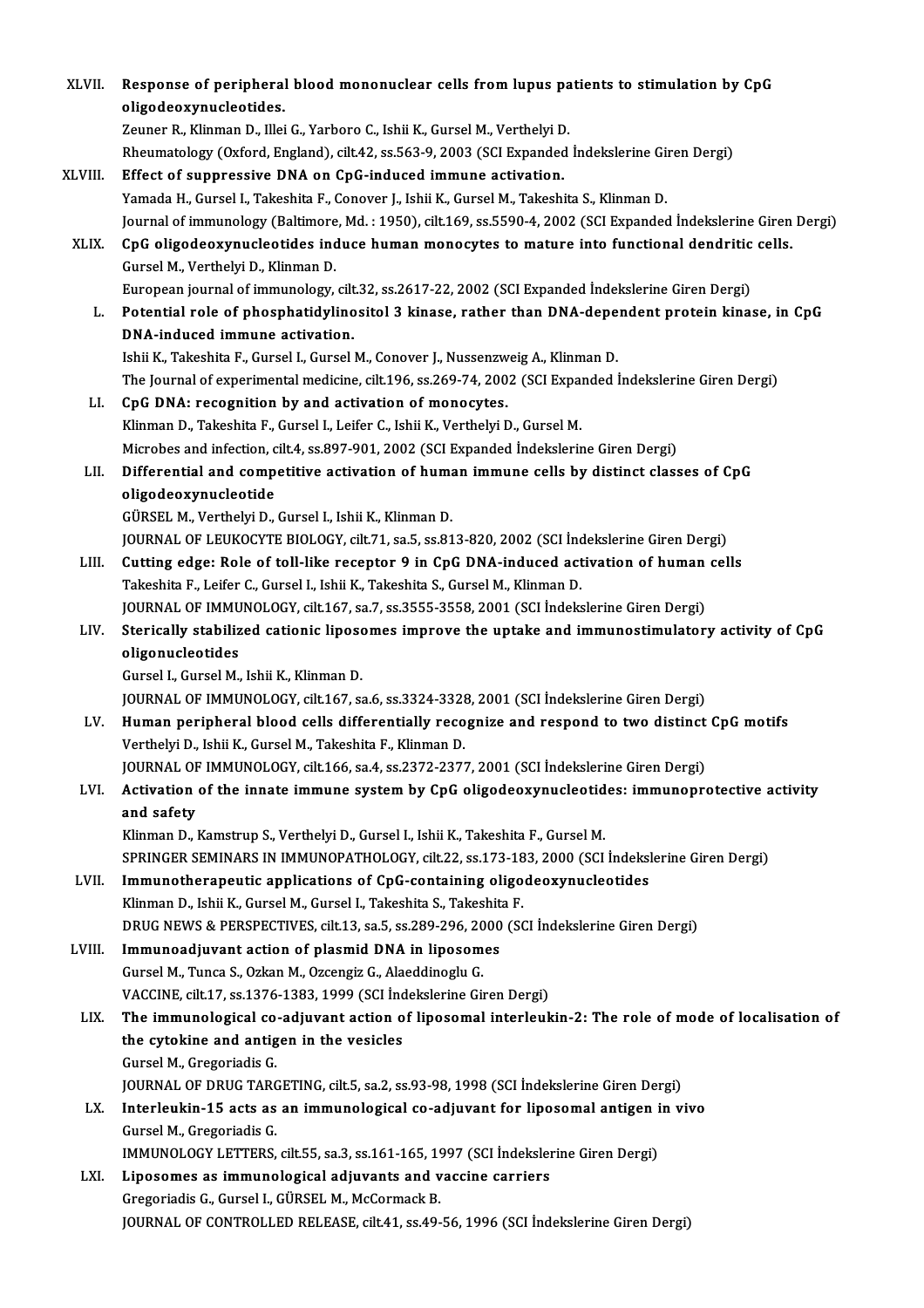XLVII. **Response of peripheral blood mononuclear cells from lupus patients to stimulation by CpG oligodeoxynucleotides.**
Zeuner R., Klinman D., Illei G., Yarboro C., Ishii K., Gursel M., Verthelyi D.
Rheumatology (Oxford, England), cilt.42, ss.563-9, 2003 (SCI Expanded İndekslerine Giren Dergi)

XLVIII. **Effect of suppressive DNA on CpG-induced immune activation.**
Yamada H., Gursel I., Takeshita F., Conover J., Ishii K., Gursel M., Takeshita S., Klinman D.
Journal of immunology (Baltimore, Md. : 1950), cilt.169, ss.5590-4, 2002 (SCI Expanded İndekslerine Giren Dergi)

XLIX. **CpG oligodeoxynucleotides induce human monocytes to mature into functional dendritic cells.**
Gursel M., Verthelyi D., Klinman D.
European journal of immunology, cilt.32, ss.2617-22, 2002 (SCI Expanded İndekslerine Giren Dergi)

L. **Potential role of phosphatidylinositol 3 kinase, rather than DNA-dependent protein kinase, in CpG DNA-induced immune activation.**
Ishii K., Takeshita F., Gursel I., Gursel M., Conover J., Nussenzweig A., Klinman D.
The Journal of experimental medicine, cilt.196, ss.269-74, 2002 (SCI Expanded İndekslerine Giren Dergi)

LI. **CpG DNA: recognition by and activation of monocytes.**
Klinman D., Takeshita F., Gursel I., Leifer C., Ishii K., Verthelyi D., Gursel M.
Microbes and infection, cilt.4, ss.897-901, 2002 (SCI Expanded İndekslerine Giren Dergi)

LII. **Differential and competitive activation of human immune cells by distinct classes of CpG oligodeoxynucleotide**
GÜRSEL M., Verthelyi D., Gursel I., Ishii K., Klinman D.
JOURNAL OF LEUKOCYTE BIOLOGY, cilt.71, sa.5, ss.813-820, 2002 (SCI İndekslerine Giren Dergi)

LIII. **Cutting edge: Role of toll-like receptor 9 in CpG DNA-induced activation of human cells**
Takeshita F., Leifer C., Gursel I., Ishii K., Takeshita S., Gursel M., Klinman D.
JOURNAL OF IMMUNOLOGY, cilt.167, sa.7, ss.3555-3558, 2001 (SCI İndekslerine Giren Dergi)

LIV. **Sterically stabilized cationic liposomes improve the uptake and immunostimulatory activity of CpG oligonucleotides**
Gursel I., Gursel M., Ishii K., Klinman D.
JOURNAL OF IMMUNOLOGY, cilt.167, sa.6, ss.3324-3328, 2001 (SCI İndekslerine Giren Dergi)

LV. **Human peripheral blood cells differentially recognize and respond to two distinct CpG motifs**
Verthelyi D., Ishii K., Gursel M., Takeshita F., Klinman D.
JOURNAL OF IMMUNOLOGY, cilt.166, sa.4, ss.2372-2377, 2001 (SCI İndekslerine Giren Dergi)

LVI. **Activation of the innate immune system by CpG oligodeoxynucleotides: immunoprotective activity and safety**
Klinman D., Kamstrup S., Verthelyi D., Gursel I., Ishii K., Takeshita F., Gursel M.
SPRINGER SEMINARS IN IMMUNOPATHOLOGY, cilt.22, ss.173-183, 2000 (SCI İndekslerine Giren Dergi)

LVII. **Immunotherapeutic applications of CpG-containing oligodeoxynucleotides**
Klinman D., Ishii K., Gursel M., Gursel I., Takeshita S., Takeshita F.
DRUG NEWS & PERSPECTIVES, cilt.13, sa.5, ss.289-296, 2000 (SCI İndekslerine Giren Dergi)

LVIII. **Immunoadjuvant action of plasmid DNA in liposomes**
Gursel M., Tunca S., Ozkan M., Ozcengiz G., Alaeddinoglu G.
VACCINE, cilt.17, ss.1376-1383, 1999 (SCI İndekslerine Giren Dergi)

LIX. **The immunological co-adjuvant action of liposomal interleukin-2: The role of mode of localisation of the cytokine and antigen in the vesicles**
Gursel M., Gregoriadis G.
JOURNAL OF DRUG TARGETING, cilt.5, sa.2, ss.93-98, 1998 (SCI İndekslerine Giren Dergi)

LX. **Interleukin-15 acts as an immunological co-adjuvant for liposomal antigen in vivo**
Gursel M., Gregoriadis G.
IMMUNOLOGY LETTERS, cilt.55, sa.3, ss.161-165, 1997 (SCI İndekslerine Giren Dergi)

LXI. **Liposomes as immunological adjuvants and vaccine carriers**
Gregoriadis G., Gursel I., GÜRSEL M., McCormack B.
JOURNAL OF CONTROLLED RELEASE, cilt.41, ss.49-56, 1996 (SCI İndekslerine Giren Dergi)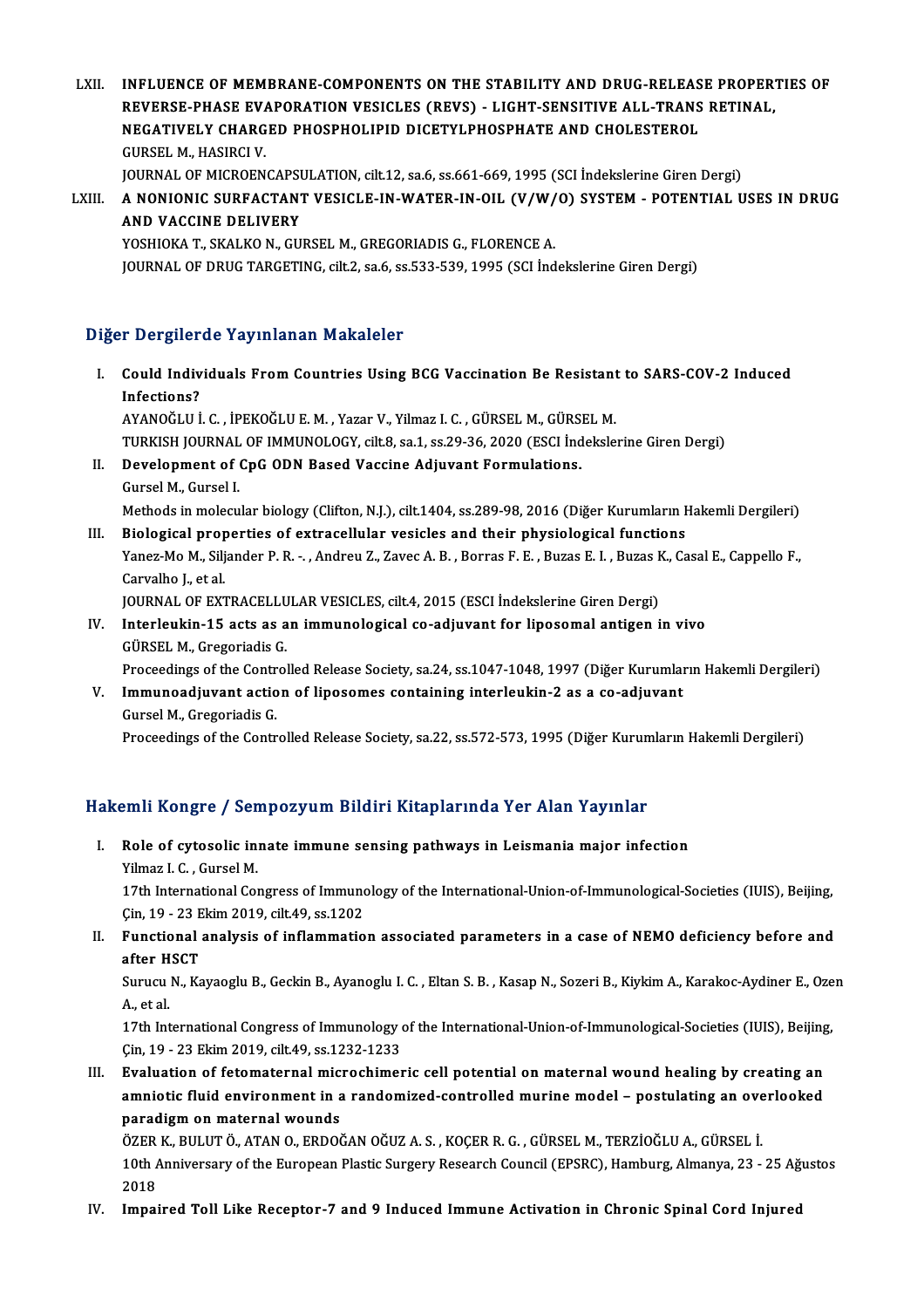LXII. **INFLUENCE OF MEMBRANE-COMPONENTS ON THE STABILITY AND DRUG-RELEASE PROPERTIES OF REVERSE-PHASE EVAPORATION VESICLES (REVS) - LIGHT-SENSITIVE ALL-TRANS RETINAL, NEGATIVELY CHARGED PHOSPHOLIPID DICETYLPHOSPHATE AND CHOLESTEROL**
GURSEL M., HASIRCI V.
JOURNAL OF MICROENCAPSULATION, cilt.12, sa.6, ss.661-669, 1995 (SCI İndekslerine Giren Dergi)

LXIII. **A NONIONIC SURFACTANT VESICLE-IN-WATER-IN-OIL (V/W/O) SYSTEM - POTENTIAL USES IN DRUG AND VACCINE DELIVERY**
YOSHIOKA T., SKALKO N., GURSEL M., GREGORIADIS G., FLORENCE A.
JOURNAL OF DRUG TARGETING, cilt.2, sa.6, ss.533-539, 1995 (SCI İndekslerine Giren Dergi)

## Diğer Dergilerde Yayınlanan Makaleler

I. **Could Individuals From Countries Using BCG Vaccination Be Resistant to SARS-COV-2 Induced Infections?**
AYANOĞLU İ. C. , İPEKOĞLU E. M. , Yazar V., Yilmaz I. C. , GÜRSEL M., GÜRSEL M.
TURKISH JOURNAL OF IMMUNOLOGY, cilt.8, sa.1, ss.29-36, 2020 (ESCI İndekslerine Giren Dergi)

II. **Development of CpG ODN Based Vaccine Adjuvant Formulations.**
Gursel M., Gursel I.
Methods in molecular biology (Clifton, N.J.), cilt.1404, ss.289-98, 2016 (Diğer Kurumların Hakemli Dergileri)

III. **Biological properties of extracellular vesicles and their physiological functions**
Yanez-Mo M., Siljander P. R. -. , Andreu Z., Zavec A. B. , Borras F. E. , Buzas E. I. , Buzas K., Casal E., Cappello F., Carvalho J., et al.
JOURNAL OF EXTRACELLULAR VESICLES, cilt.4, 2015 (ESCI İndekslerine Giren Dergi)

IV. **Interleukin-15 acts as an immunological co-adjuvant for liposomal antigen in vivo**
GÜRSEL M., Gregoriadis G.
Proceedings of the Controlled Release Society, sa.24, ss.1047-1048, 1997 (Diğer Kurumların Hakemli Dergileri)

V. **Immunoadjuvant action of liposomes containing interleukin-2 as a co-adjuvant**
Gursel M., Gregoriadis G.
Proceedings of the Controlled Release Society, sa.22, ss.572-573, 1995 (Diğer Kurumların Hakemli Dergileri)

## Hakemli Kongre / Sempozyum Bildiri Kitaplarında Yer Alan Yayınlar

I. **Role of cytosolic innate immune sensing pathways in Leismania major infection**
Yilmaz I. C. , Gursel M.
17th International Congress of Immunology of the International-Union-of-Immunological-Societies (IUIS), Beijing, Çin, 19 - 23 Ekim 2019, cilt.49, ss.1202

II. **Functional analysis of inflammation associated parameters in a case of NEMO deficiency before and after HSCT**
Surucu N., Kayaoglu B., Geckin B., Ayanoglu I. C. , Eltan S. B. , Kasap N., Sozeri B., Kiykim A., Karakoc-Aydiner E., Ozen A., et al.
17th International Congress of Immunology of the International-Union-of-Immunological-Societies (IUIS), Beijing, Çin, 19 - 23 Ekim 2019, cilt.49, ss.1232-1233

III. **Evaluation of fetomaternal microchimeric cell potential on maternal wound healing by creating an amniotic fluid environment in a randomized-controlled murine model – postulating an overlooked paradigm on maternal wounds**
ÖZER K., BULUT Ö., ATAN O., ERDOĞAN OĞUZ A. S. , KOÇER R. G. , GÜRSEL M., TERZİOĞLU A., GÜRSEL İ.
10th Anniversary of the European Plastic Surgery Research Council (EPSRC), Hamburg, Almanya, 23 - 25 Ağustos 2018

IV. **Impaired Toll Like Receptor-7 and 9 Induced Immune Activation in Chronic Spinal Cord Injured**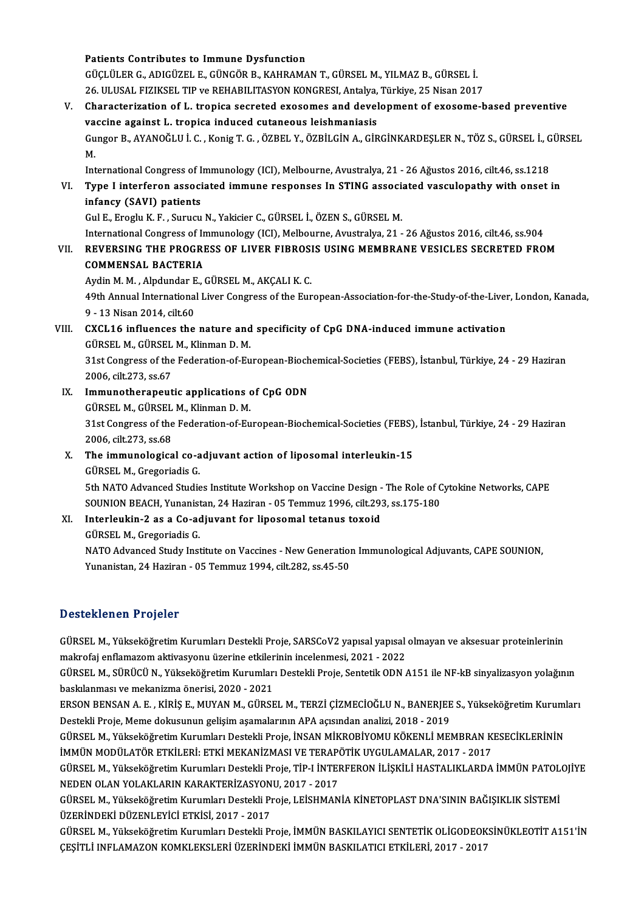Patients Contributes to Immune Dysfunction
GÜÇLÜLER G., ADIGÜZEL E., GÜNGÖR B., KAHRAMAN T., GÜRSEL M., YILMAZ B., GÜRSEL İ.
26. ULUSAL FIZIKSEL TIP ve REHABILITASYON KONGRESI, Antalya, Türkiye, 25 Nisan 2017

V. **Characterization of L. tropica secreted exosomes and development of exosome-based preventive vaccine against L. tropica induced cutaneous leishmaniasis**
Gungor B., AYANOĞLU İ. C. , Konig T. G. , ÖZBEL Y., ÖZBİLGİN A., GİRGİNKARDEŞLER N., TÖZ S., GÜRSEL İ., GÜRSEL M.
International Congress of Immunology (ICI), Melbourne, Avustralya, 21 - 26 Ağustos 2016, cilt.46, ss.1218

VI. **Type I interferon associated immune responses In STING associated vasculopathy with onset in infancy (SAVI) patients**
Gul E., Eroglu K. F. , Surucu N., Yakicier C., GÜRSEL İ., ÖZEN S., GÜRSEL M.
International Congress of Immunology (ICI), Melbourne, Avustralya, 21 - 26 Ağustos 2016, cilt.46, ss.904

VII. **REVERSING THE PROGRESS OF LIVER FIBROSIS USING MEMBRANE VESICLES SECRETED FROM COMMENSAL BACTERIA**
Aydin M. M. , Alpdundar E., GÜRSEL M., AKÇALI K. C.
49th Annual International Liver Congress of the European-Association-for-the-Study-of-the-Liver, London, Kanada, 9 - 13 Nisan 2014, cilt.60

VIII. **CXCL16 influences the nature and specificity of CpG DNA-induced immune activation**
GÜRSEL M., GÜRSEL M., Klinman D. M.
31st Congress of the Federation-of-European-Biochemical-Societies (FEBS), İstanbul, Türkiye, 24 - 29 Haziran 2006, cilt.273, ss.67

IX. **Immunotherapeutic applications of CpG ODN**
GÜRSEL M., GÜRSEL M., Klinman D. M.
31st Congress of the Federation-of-European-Biochemical-Societies (FEBS), İstanbul, Türkiye, 24 - 29 Haziran 2006, cilt.273, ss.68

X. **The immunological co-adjuvant action of liposomal interleukin-15**
GÜRSEL M., Gregoriadis G.
5th NATO Advanced Studies Institute Workshop on Vaccine Design - The Role of Cytokine Networks, CAPE SOUNION BEACH, Yunanistan, 24 Haziran - 05 Temmuz 1996, cilt.293, ss.175-180

XI. **Interleukin-2 as a Co-adjuvant for liposomal tetanus toxoid**
GÜRSEL M., Gregoriadis G.
NATO Advanced Study Institute on Vaccines - New Generation Immunological Adjuvants, CAPE SOUNION, Yunanistan, 24 Haziran - 05 Temmuz 1994, cilt.282, ss.45-50

## Desteklenen Projeler

GÜRSEL M., Yükseköğretim Kurumları Destekli Proje, SARSCoV2 yapısal yapısal olmayan ve aksesuar proteinlerinin makrofaj enflamazom aktivasyonu üzerine etkilerinin incelenmesi, 2021 - 2022

GÜRSEL M., SÜRÜCÜ N., Yükseköğretim Kurumları Destekli Proje, Sentetik ODN A151 ile NF-kB sinyalizasyon yolağının baskılanması ve mekanizma önerisi, 2020 - 2021

ERSON BENSAN A. E. , KİRİŞ E., MUYAN M., GÜRSEL M., TERZİ ÇİZMECİOĞLU N., BANERJEE S., Yükseköğretim Kurumları Destekli Proje, Meme dokusunun gelişim aşamalarının APA açısından analizi, 2018 - 2019

GÜRSEL M., Yükseköğretim Kurumları Destekli Proje, İNSAN MİKROBİYOMU KÖKENLİ MEMBRAN KESECİKLERİNİN İMMÜN MODÜLATÖR ETKİLERİ: ETKİ MEKANİZMASI VE TERAPÖTİK UYGULAMALAR, 2017 - 2017

GÜRSEL M., Yükseköğretim Kurumları Destekli Proje, TİP-I İNTERFERON İLİŞKİLİ HASTALIKLARDA İMMÜN PATOLOJİYE NEDEN OLAN YOLAKLARIN KARAKTERİZASYONU, 2017 - 2017

GÜRSEL M., Yükseköğretim Kurumları Destekli Proje, LEİSHMANİA KİNETOPLAST DNA'SININ BAĞIŞIKLIK SİSTEMİ ÜZERİNDEKİ DÜZENLEYİCİ ETKİSİ, 2017 - 2017

GÜRSEL M., Yükseköğretim Kurumları Destekli Proje, İMMÜN BASKILAYICI SENTETİK OLİGODEOKSİNÜKLEOTİT A151'İN ÇEŞİTLİ INFLAMAZON KOMKLEKSLERİ ÜZERİNDEKİ İMMÜN BASKILATICI ETKİLERİ, 2017 - 2017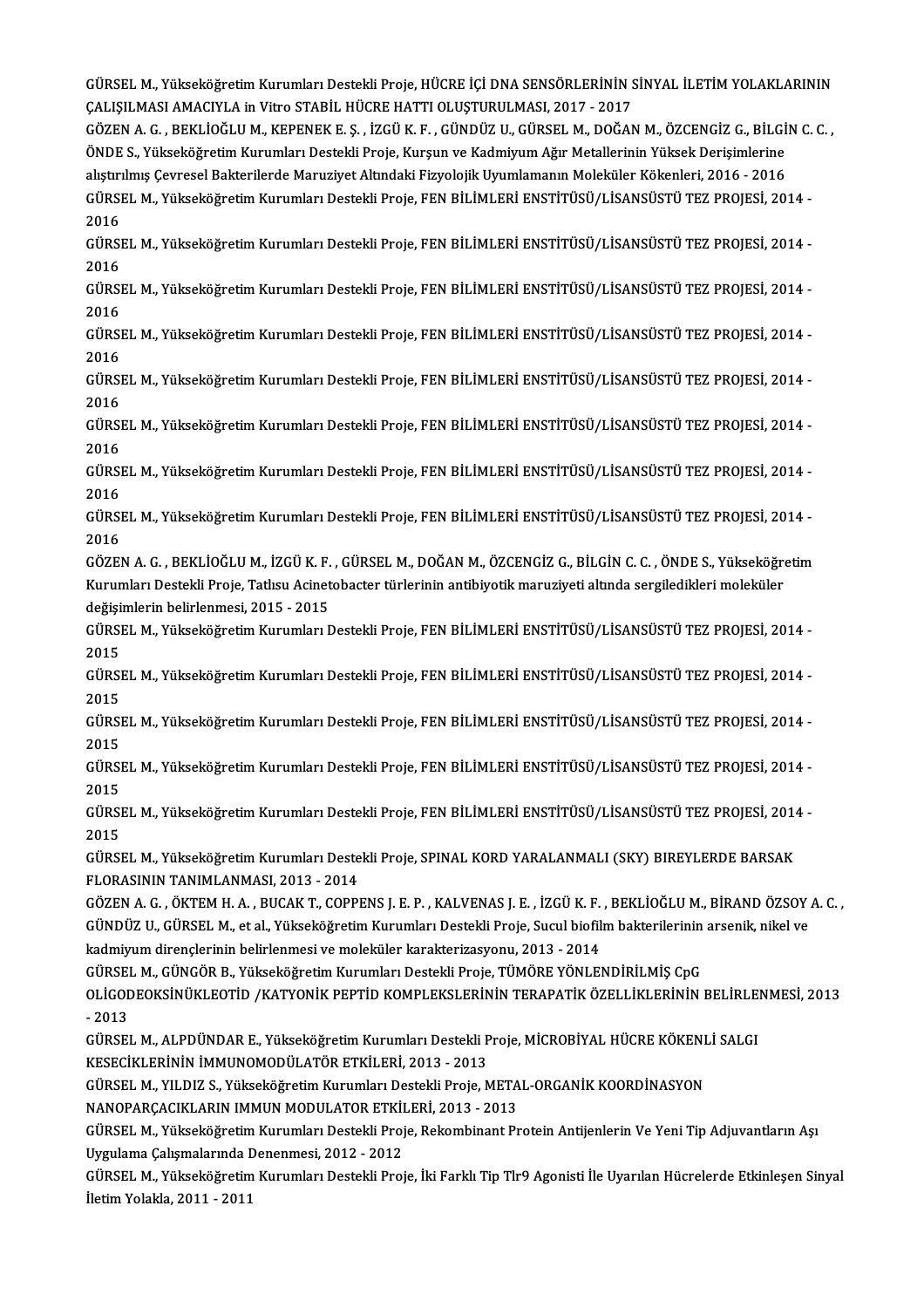GÜRSEL M., Yükseköğretim Kurumları Destekli Proje, HÜCRE İÇİ DNA SENSÖRLERİNİN SİNYAL İLETİM YOLAKLARININ ÇALIŞILMASI AMACIYLA in Vitro STABİL HÜCRE HATTI OLUŞTURULMASI, 2017 - 2017

GÖZEN A. G. , BEKLİOĞLU M., KEPENEK E. Ş. , İZGÜ K. F. , GÜNDÜZ U., GÜRSEL M., DOĞAN M., ÖZCENGİZ G., BİLGİN C. C. , ÖNDE S., Yükseköğretim Kurumları Destekli Proje, Kurşun ve Kadmiyum Ağır Metallerinin Yüksek Derişimlerine alıştırılmış Çevresel Bakterilerde Maruziyet Altındaki Fizyolojik Uyumlamanın Moleküler Kökenleri, 2016 - 2016

GÜRSEL M., Yükseköğretim Kurumları Destekli Proje, FEN BİLİMLERİ ENSTİTÜSÜ/LİSANSÜSTÜ TEZ PROJESİ, 2014 - 2016

GÜRSEL M., Yükseköğretim Kurumları Destekli Proje, FEN BİLİMLERİ ENSTİTÜSÜ/LİSANSÜSTÜ TEZ PROJESİ, 2014 - 2016

GÜRSEL M., Yükseköğretim Kurumları Destekli Proje, FEN BİLİMLERİ ENSTİTÜSÜ/LİSANSÜSTÜ TEZ PROJESİ, 2014 - 2016

GÜRSEL M., Yükseköğretim Kurumları Destekli Proje, FEN BİLİMLERİ ENSTİTÜSÜ/LİSANSÜSTÜ TEZ PROJESİ, 2014 - 2016

GÜRSEL M., Yükseköğretim Kurumları Destekli Proje, FEN BİLİMLERİ ENSTİTÜSÜ/LİSANSÜSTÜ TEZ PROJESİ, 2014 - 2016

GÜRSEL M., Yükseköğretim Kurumları Destekli Proje, FEN BİLİMLERİ ENSTİTÜSÜ/LİSANSÜSTÜ TEZ PROJESİ, 2014 - 2016

GÜRSEL M., Yükseköğretim Kurumları Destekli Proje, FEN BİLİMLERİ ENSTİTÜSÜ/LİSANSÜSTÜ TEZ PROJESİ, 2014 - 2016

GÜRSEL M., Yükseköğretim Kurumları Destekli Proje, FEN BİLİMLERİ ENSTİTÜSÜ/LİSANSÜSTÜ TEZ PROJESİ, 2014 - 2016

GÖZEN A. G. , BEKLİOĞLU M., İZGÜ K. F. , GÜRSEL M., DOĞAN M., ÖZCENGİZ G., BİLGİN C. C. , ÖNDE S., Yükseköğretim Kurumları Destekli Proje, Tatlısu Acinetobacter türlerinin antibiyotik maruziyeti altında sergiledikleri moleküler değişimlerin belirlenmesi, 2015 - 2015

GÜRSEL M., Yükseköğretim Kurumları Destekli Proje, FEN BİLİMLERİ ENSTİTÜSÜ/LİSANSÜSTÜ TEZ PROJESİ, 2014 - 2015

GÜRSEL M., Yükseköğretim Kurumları Destekli Proje, FEN BİLİMLERİ ENSTİTÜSÜ/LİSANSÜSTÜ TEZ PROJESİ, 2014 - 2015

GÜRSEL M., Yükseköğretim Kurumları Destekli Proje, FEN BİLİMLERİ ENSTİTÜSÜ/LİSANSÜSTÜ TEZ PROJESİ, 2014 - 2015

GÜRSEL M., Yükseköğretim Kurumları Destekli Proje, FEN BİLİMLERİ ENSTİTÜSÜ/LİSANSÜSTÜ TEZ PROJESİ, 2014 - 2015

GÜRSEL M., Yükseköğretim Kurumları Destekli Proje, FEN BİLİMLERİ ENSTİTÜSÜ/LİSANSÜSTÜ TEZ PROJESİ, 2014 - 2015

GÜRSEL M., Yükseköğretim Kurumları Destekli Proje, SPINAL KORD YARALANMALI (SKY) BIREYLERDE BARSAK FLORASININ TANIMLANMASI, 2013 - 2014

GÖZEN A. G. , ÖKTEM H. A. , BUCAK T., COPPENS J. E. P. , KALVENAS J. E. , İZGÜ K. F. , BEKLİOĞLU M., BİRAND ÖZSOY A. C. , GÜNDÜZ U., GÜRSEL M., et al., Yükseköğretim Kurumları Destekli Proje, Sucul biofilm bakterilerinin arsenik, nikel ve kadmiyum dirençlerinin belirlenmesi ve moleküler karakterizasyonu, 2013 - 2014

GÜRSEL M., GÜNGÖR B., Yükseköğretim Kurumları Destekli Proje, TÜMÖRE YÖNLENDİRİLMİŞ CpG OLİGODEOKSİNÜKLEOTİD /KATYONİK PEPTİD KOMPLEKSLERİNİN TERAPATİK ÖZELLİKLERİNİN BELİRLENMESİ, 2013 - 2013

GÜRSEL M., ALPDÜNDAR E., Yükseköğretim Kurumları Destekli Proje, MİCROBİYAL HÜCRE KÖKENLİ SALGI KESECİKLERİNİN İMMUNOMODÜLATÖR ETKİLERİ, 2013 - 2013

GÜRSEL M., YILDIZ S., Yükseköğretim Kurumları Destekli Proje, METAL-ORGANİK KOORDİNASYON NANOPARÇACIKLARIN IMMUN MODULATOR ETKİLERİ, 2013 - 2013

GÜRSEL M., Yükseköğretim Kurumları Destekli Proje, Rekombinant Protein Antijenlerin Ve Yeni Tip Adjuvantların Aşı Uygulama Çalışmalarında Denenmesi, 2012 - 2012

GÜRSEL M., Yükseköğretim Kurumları Destekli Proje, İki Farklı Tip Tlr9 Agonisti İle Uyarılan Hücrelerde Etkinleşen Sinyal İletim Yolakla, 2011 - 2011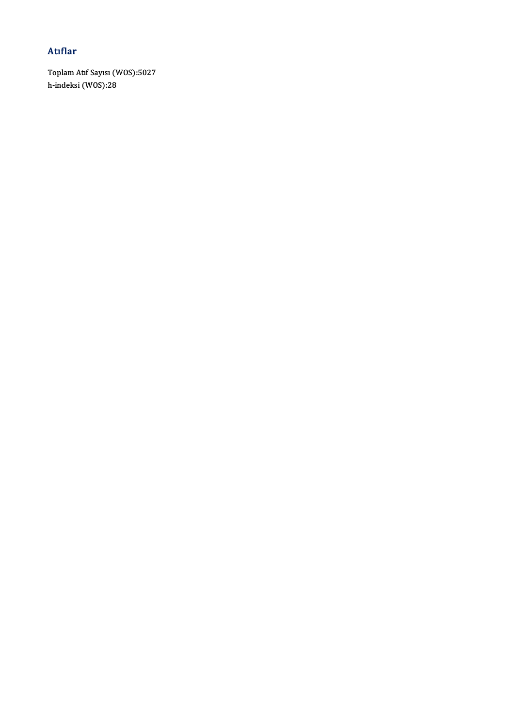## Atıflar

Toplam Atıf Sayısı (WOS):5027
h-indeksi (WOS):28